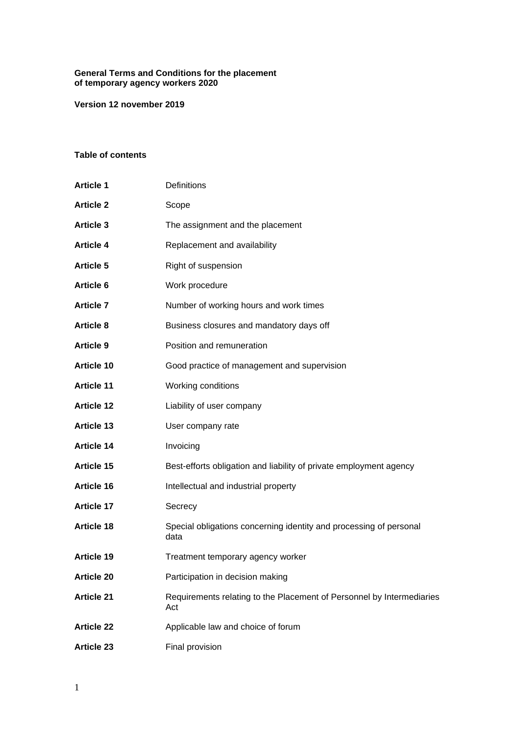# General Terms and Conditions for the placement of temporary agency workers 2020

**Version 12 november 2019**

## Table of contents

| | |
|---|---|
| **Article 1** | Definitions |
| **Article 2** | Scope |
| **Article 3** | The assignment and the placement |
| **Article 4** | Replacement and availability |
| **Article 5** | Right of suspension |
| **Article 6** | Work procedure |
| **Article 7** | Number of working hours and work times |
| **Article 8** | Business closures and mandatory days off |
| **Article 9** | Position and remuneration |
| **Article 10** | Good practice of management and supervision |
| **Article 11** | Working conditions |
| **Article 12** | Liability of user company |
| **Article 13** | User company rate |
| **Article 14** | Invoicing |
| **Article 15** | Best-efforts obligation and liability of private employment agency |
| **Article 16** | Intellectual and industrial property |
| **Article 17** | Secrecy |
| **Article 18** | Special obligations concerning identity and processing of personal data |
| **Article 19** | Treatment temporary agency worker |
| **Article 20** | Participation in decision making |
| **Article 21** | Requirements relating to the Placement of Personnel by Intermediaries Act |
| **Article 22** | Applicable law and choice of forum |
| **Article 23** | Final provision |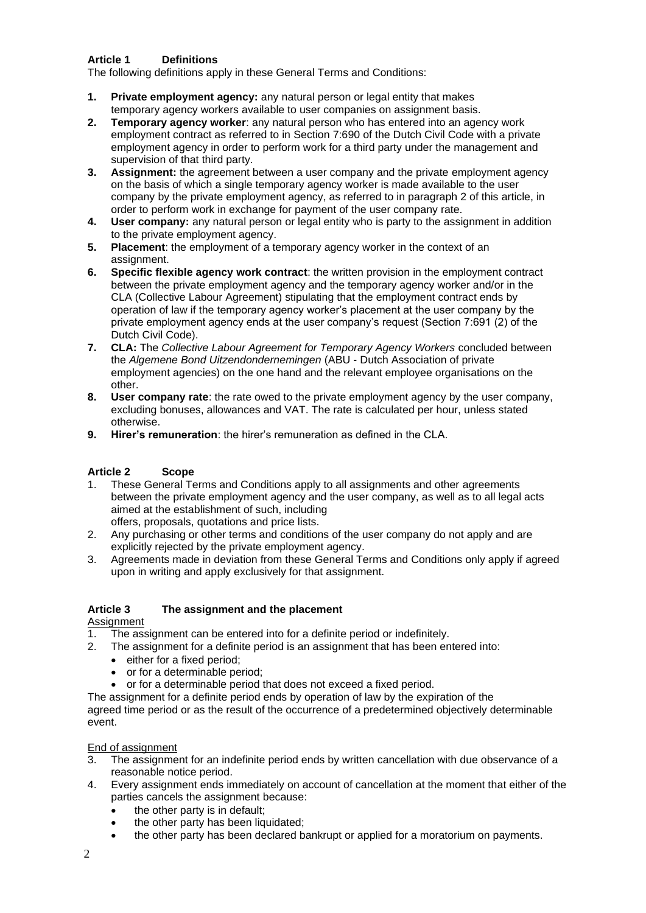## Article 1 Definitions

The following definitions apply in these General Terms and Conditions:

1. **Private employment agency:** any natural person or legal entity that makes temporary agency workers available to user companies on assignment basis.
2. **Temporary agency worker**: any natural person who has entered into an agency work employment contract as referred to in Section 7:690 of the Dutch Civil Code with a private employment agency in order to perform work for a third party under the management and supervision of that third party.
3. **Assignment:** the agreement between a user company and the private employment agency on the basis of which a single temporary agency worker is made available to the user company by the private employment agency, as referred to in paragraph 2 of this article, in order to perform work in exchange for payment of the user company rate.
4. **User company:** any natural person or legal entity who is party to the assignment in addition to the private employment agency.
5. **Placement**: the employment of a temporary agency worker in the context of an assignment.
6. **Specific flexible agency work contract**: the written provision in the employment contract between the private employment agency and the temporary agency worker and/or in the CLA (Collective Labour Agreement) stipulating that the employment contract ends by operation of law if the temporary agency worker's placement at the user company by the private employment agency ends at the user company's request (Section 7:691 (2) of the Dutch Civil Code).
7. **CLA:** The *Collective Labour Agreement for Temporary Agency Workers* concluded between the *Algemene Bond Uitzendondernemingen* (ABU - Dutch Association of private employment agencies) on the one hand and the relevant employee organisations on the other.
8. **User company rate**: the rate owed to the private employment agency by the user company, excluding bonuses, allowances and VAT. The rate is calculated per hour, unless stated otherwise.
9. **Hirer's remuneration**: the hirer's remuneration as defined in the CLA.

## Article 2 Scope

1. These General Terms and Conditions apply to all assignments and other agreements between the private employment agency and the user company, as well as to all legal acts aimed at the establishment of such, including offers, proposals, quotations and price lists.
2. Any purchasing or other terms and conditions of the user company do not apply and are explicitly rejected by the private employment agency.
3. Agreements made in deviation from these General Terms and Conditions only apply if agreed upon in writing and apply exclusively for that assignment.

## Article 3 The assignment and the placement

Assignment

1. The assignment can be entered into for a definite period or indefinitely.
2. The assignment for a definite period is an assignment that has been entered into:
   - either for a fixed period;
   - or for a determinable period;
   - or for a determinable period that does not exceed a fixed period.

The assignment for a definite period ends by operation of law by the expiration of the agreed time period or as the result of the occurrence of a predetermined objectively determinable event.

End of assignment

3. The assignment for an indefinite period ends by written cancellation with due observance of a reasonable notice period.
4. Every assignment ends immediately on account of cancellation at the moment that either of the parties cancels the assignment because:
   - the other party is in default;
   - the other party has been liquidated;
   - the other party has been declared bankrupt or applied for a moratorium on payments.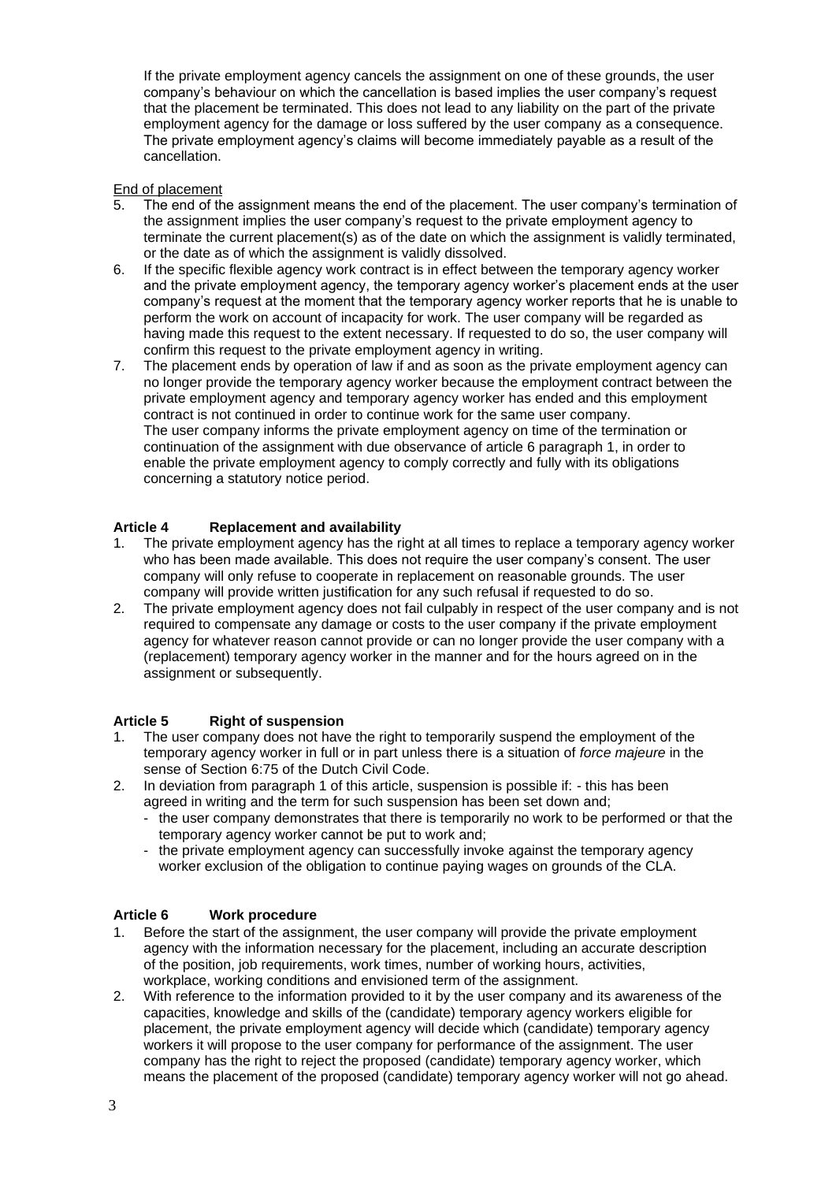If the private employment agency cancels the assignment on one of these grounds, the user company's behaviour on which the cancellation is based implies the user company's request that the placement be terminated. This does not lead to any liability on the part of the private employment agency for the damage or loss suffered by the user company as a consequence. The private employment agency's claims will become immediately payable as a result of the cancellation.

End of placement

5. The end of the assignment means the end of the placement. The user company's termination of the assignment implies the user company's request to the private employment agency to terminate the current placement(s) as of the date on which the assignment is validly terminated, or the date as of which the assignment is validly dissolved.
6. If the specific flexible agency work contract is in effect between the temporary agency worker and the private employment agency, the temporary agency worker's placement ends at the user company's request at the moment that the temporary agency worker reports that he is unable to perform the work on account of incapacity for work. The user company will be regarded as having made this request to the extent necessary. If requested to do so, the user company will confirm this request to the private employment agency in writing.
7. The placement ends by operation of law if and as soon as the private employment agency can no longer provide the temporary agency worker because the employment contract between the private employment agency and temporary agency worker has ended and this employment contract is not continued in order to continue work for the same user company.
   The user company informs the private employment agency on time of the termination or continuation of the assignment with due observance of article 6 paragraph 1, in order to enable the private employment agency to comply correctly and fully with its obligations concerning a statutory notice period.

### Article 4 Replacement and availability

1. The private employment agency has the right at all times to replace a temporary agency worker who has been made available. This does not require the user company's consent. The user company will only refuse to cooperate in replacement on reasonable grounds. The user company will provide written justification for any such refusal if requested to do so.
2. The private employment agency does not fail culpably in respect of the user company and is not required to compensate any damage or costs to the user company if the private employment agency for whatever reason cannot provide or can no longer provide the user company with a (replacement) temporary agency worker in the manner and for the hours agreed on in the assignment or subsequently.

### Article 5 Right of suspension

1. The user company does not have the right to temporarily suspend the employment of the temporary agency worker in full or in part unless there is a situation of *force majeure* in the sense of Section 6:75 of the Dutch Civil Code.
2. In deviation from paragraph 1 of this article, suspension is possible if: - this has been agreed in writing and the term for such suspension has been set down and;
   - the user company demonstrates that there is temporarily no work to be performed or that the temporary agency worker cannot be put to work and;
   - the private employment agency can successfully invoke against the temporary agency worker exclusion of the obligation to continue paying wages on grounds of the CLA.

### Article 6 Work procedure

1. Before the start of the assignment, the user company will provide the private employment agency with the information necessary for the placement, including an accurate description of the position, job requirements, work times, number of working hours, activities, workplace, working conditions and envisioned term of the assignment.
2. With reference to the information provided to it by the user company and its awareness of the capacities, knowledge and skills of the (candidate) temporary agency workers eligible for placement, the private employment agency will decide which (candidate) temporary agency workers it will propose to the user company for performance of the assignment. The user company has the right to reject the proposed (candidate) temporary agency worker, which means the placement of the proposed (candidate) temporary agency worker will not go ahead.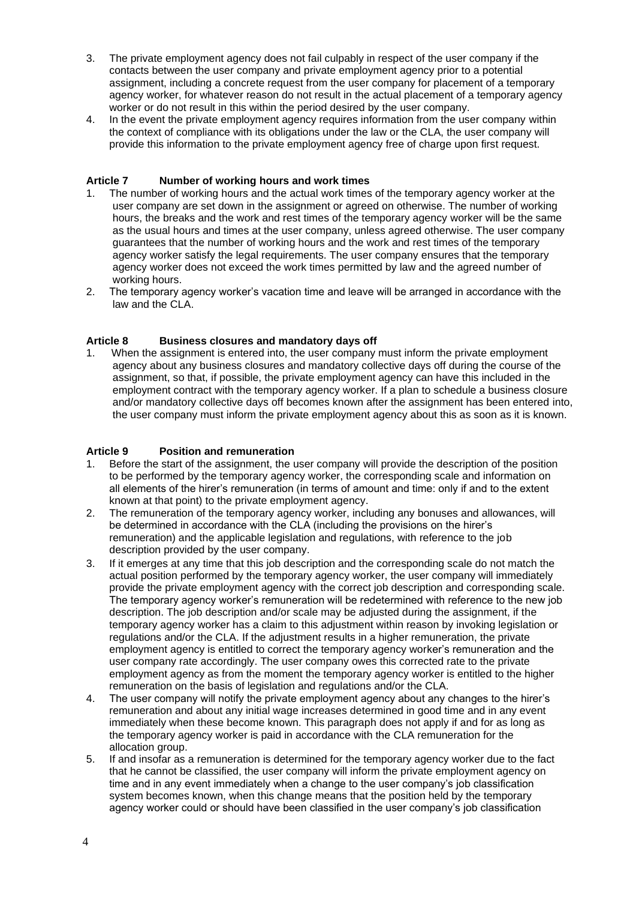3. The private employment agency does not fail culpably in respect of the user company if the contacts between the user company and private employment agency prior to a potential assignment, including a concrete request from the user company for placement of a temporary agency worker, for whatever reason do not result in the actual placement of a temporary agency worker or do not result in this within the period desired by the user company.
4. In the event the private employment agency requires information from the user company within the context of compliance with its obligations under the law or the CLA, the user company will provide this information to the private employment agency free of charge upon first request.

### Article 7 Number of working hours and work times

1. The number of working hours and the actual work times of the temporary agency worker at the user company are set down in the assignment or agreed on otherwise. The number of working hours, the breaks and the work and rest times of the temporary agency worker will be the same as the usual hours and times at the user company, unless agreed otherwise. The user company guarantees that the number of working hours and the work and rest times of the temporary agency worker satisfy the legal requirements. The user company ensures that the temporary agency worker does not exceed the work times permitted by law and the agreed number of working hours.
2. The temporary agency worker's vacation time and leave will be arranged in accordance with the law and the CLA.

### Article 8 Business closures and mandatory days off

1. When the assignment is entered into, the user company must inform the private employment agency about any business closures and mandatory collective days off during the course of the assignment, so that, if possible, the private employment agency can have this included in the employment contract with the temporary agency worker. If a plan to schedule a business closure and/or mandatory collective days off becomes known after the assignment has been entered into, the user company must inform the private employment agency about this as soon as it is known.

### Article 9 Position and remuneration

1. Before the start of the assignment, the user company will provide the description of the position to be performed by the temporary agency worker, the corresponding scale and information on all elements of the hirer's remuneration (in terms of amount and time: only if and to the extent known at that point) to the private employment agency.
2. The remuneration of the temporary agency worker, including any bonuses and allowances, will be determined in accordance with the CLA (including the provisions on the hirer's remuneration) and the applicable legislation and regulations, with reference to the job description provided by the user company.
3. If it emerges at any time that this job description and the corresponding scale do not match the actual position performed by the temporary agency worker, the user company will immediately provide the private employment agency with the correct job description and corresponding scale. The temporary agency worker's remuneration will be redetermined with reference to the new job description. The job description and/or scale may be adjusted during the assignment, if the temporary agency worker has a claim to this adjustment within reason by invoking legislation or regulations and/or the CLA. If the adjustment results in a higher remuneration, the private employment agency is entitled to correct the temporary agency worker's remuneration and the user company rate accordingly. The user company owes this corrected rate to the private employment agency as from the moment the temporary agency worker is entitled to the higher remuneration on the basis of legislation and regulations and/or the CLA.
4. The user company will notify the private employment agency about any changes to the hirer's remuneration and about any initial wage increases determined in good time and in any event immediately when these become known. This paragraph does not apply if and for as long as the temporary agency worker is paid in accordance with the CLA remuneration for the allocation group.
5. If and insofar as a remuneration is determined for the temporary agency worker due to the fact that he cannot be classified, the user company will inform the private employment agency on time and in any event immediately when a change to the user company's job classification system becomes known, when this change means that the position held by the temporary agency worker could or should have been classified in the user company's job classification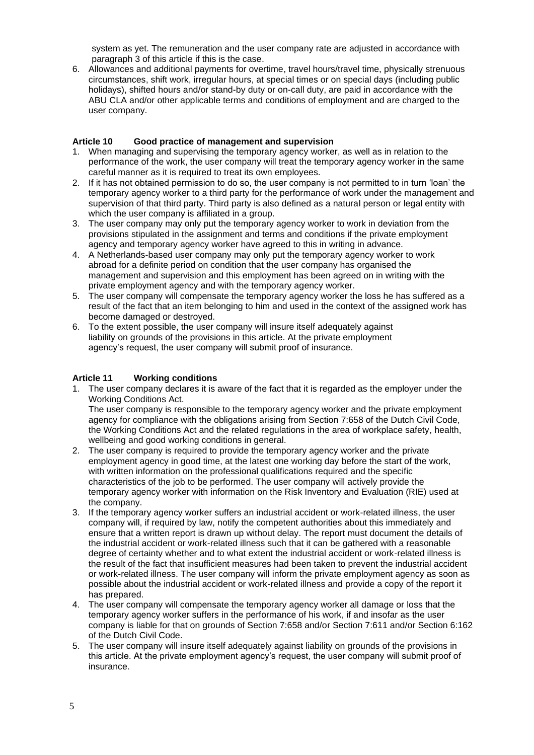system as yet. The remuneration and the user company rate are adjusted in accordance with paragraph 3 of this article if this is the case.

6. Allowances and additional payments for overtime, travel hours/travel time, physically strenuous circumstances, shift work, irregular hours, at special times or on special days (including public holidays), shifted hours and/or stand-by duty or on-call duty, are paid in accordance with the ABU CLA and/or other applicable terms and conditions of employment and are charged to the user company.

**Article 10 Good practice of management and supervision**

1. When managing and supervising the temporary agency worker, as well as in relation to the performance of the work, the user company will treat the temporary agency worker in the same careful manner as it is required to treat its own employees.
2. If it has not obtained permission to do so, the user company is not permitted to in turn 'loan' the temporary agency worker to a third party for the performance of work under the management and supervision of that third party. Third party is also defined as a natural person or legal entity with which the user company is affiliated in a group.
3. The user company may only put the temporary agency worker to work in deviation from the provisions stipulated in the assignment and terms and conditions if the private employment agency and temporary agency worker have agreed to this in writing in advance.
4. A Netherlands-based user company may only put the temporary agency worker to work abroad for a definite period on condition that the user company has organised the management and supervision and this employment has been agreed on in writing with the private employment agency and with the temporary agency worker.
5. The user company will compensate the temporary agency worker the loss he has suffered as a result of the fact that an item belonging to him and used in the context of the assigned work has become damaged or destroyed.
6. To the extent possible, the user company will insure itself adequately against liability on grounds of the provisions in this article. At the private employment agency's request, the user company will submit proof of insurance.

**Article 11 Working conditions**

1. The user company declares it is aware of the fact that it is regarded as the employer under the Working Conditions Act.
   The user company is responsible to the temporary agency worker and the private employment agency for compliance with the obligations arising from Section 7:658 of the Dutch Civil Code, the Working Conditions Act and the related regulations in the area of workplace safety, health, wellbeing and good working conditions in general.
2. The user company is required to provide the temporary agency worker and the private employment agency in good time, at the latest one working day before the start of the work, with written information on the professional qualifications required and the specific characteristics of the job to be performed. The user company will actively provide the temporary agency worker with information on the Risk Inventory and Evaluation (RIE) used at the company.
3. If the temporary agency worker suffers an industrial accident or work-related illness, the user company will, if required by law, notify the competent authorities about this immediately and ensure that a written report is drawn up without delay. The report must document the details of the industrial accident or work-related illness such that it can be gathered with a reasonable degree of certainty whether and to what extent the industrial accident or work-related illness is the result of the fact that insufficient measures had been taken to prevent the industrial accident or work-related illness. The user company will inform the private employment agency as soon as possible about the industrial accident or work-related illness and provide a copy of the report it has prepared.
4. The user company will compensate the temporary agency worker all damage or loss that the temporary agency worker suffers in the performance of his work, if and insofar as the user company is liable for that on grounds of Section 7:658 and/or Section 7:611 and/or Section 6:162 of the Dutch Civil Code.
5. The user company will insure itself adequately against liability on grounds of the provisions in this article. At the private employment agency's request, the user company will submit proof of insurance.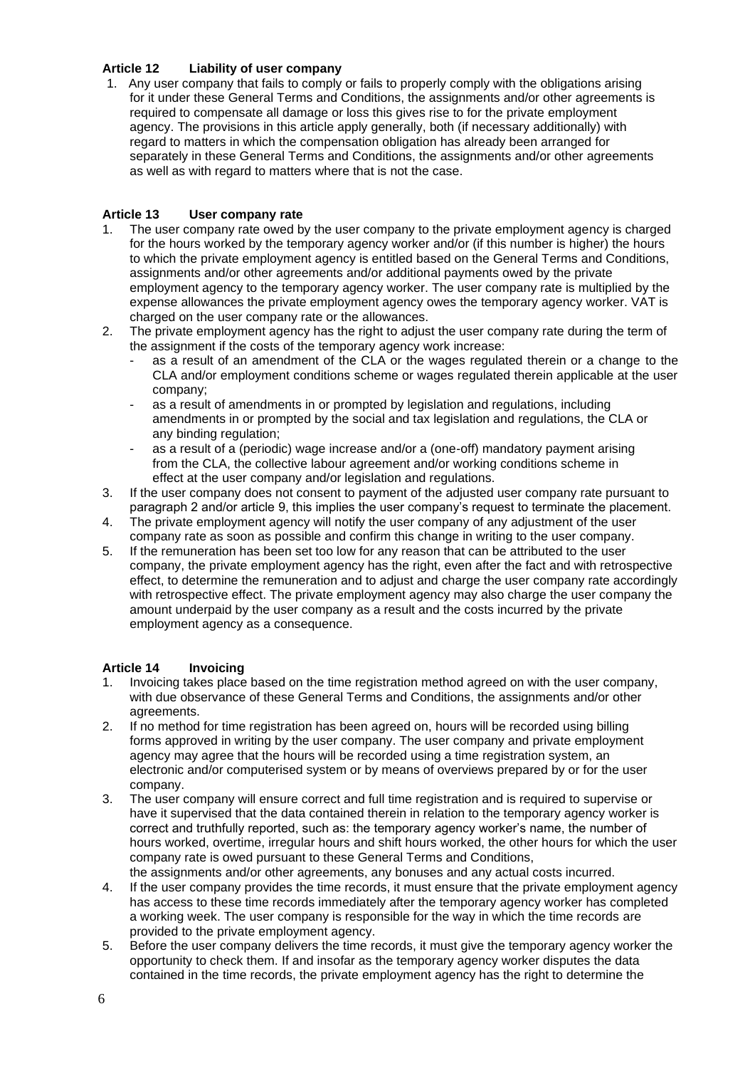### Article 12 Liability of user company

1. Any user company that fails to comply or fails to properly comply with the obligations arising for it under these General Terms and Conditions, the assignments and/or other agreements is required to compensate all damage or loss this gives rise to for the private employment agency. The provisions in this article apply generally, both (if necessary additionally) with regard to matters in which the compensation obligation has already been arranged for separately in these General Terms and Conditions, the assignments and/or other agreements as well as with regard to matters where that is not the case.

### Article 13 User company rate

1. The user company rate owed by the user company to the private employment agency is charged for the hours worked by the temporary agency worker and/or (if this number is higher) the hours to which the private employment agency is entitled based on the General Terms and Conditions, assignments and/or other agreements and/or additional payments owed by the private employment agency to the temporary agency worker. The user company rate is multiplied by the expense allowances the private employment agency owes the temporary agency worker. VAT is charged on the user company rate or the allowances.
2. The private employment agency has the right to adjust the user company rate during the term of the assignment if the costs of the temporary agency work increase:
   - as a result of an amendment of the CLA or the wages regulated therein or a change to the CLA and/or employment conditions scheme or wages regulated therein applicable at the user company;
   - as a result of amendments in or prompted by legislation and regulations, including amendments in or prompted by the social and tax legislation and regulations, the CLA or any binding regulation;
   - as a result of a (periodic) wage increase and/or a (one-off) mandatory payment arising from the CLA, the collective labour agreement and/or working conditions scheme in effect at the user company and/or legislation and regulations.
3. If the user company does not consent to payment of the adjusted user company rate pursuant to paragraph 2 and/or article 9, this implies the user company's request to terminate the placement.
4. The private employment agency will notify the user company of any adjustment of the user company rate as soon as possible and confirm this change in writing to the user company.
5. If the remuneration has been set too low for any reason that can be attributed to the user company, the private employment agency has the right, even after the fact and with retrospective effect, to determine the remuneration and to adjust and charge the user company rate accordingly with retrospective effect. The private employment agency may also charge the user company the amount underpaid by the user company as a result and the costs incurred by the private employment agency as a consequence.

### Article 14 Invoicing

1. Invoicing takes place based on the time registration method agreed on with the user company, with due observance of these General Terms and Conditions, the assignments and/or other agreements.
2. If no method for time registration has been agreed on, hours will be recorded using billing forms approved in writing by the user company. The user company and private employment agency may agree that the hours will be recorded using a time registration system, an electronic and/or computerised system or by means of overviews prepared by or for the user company.
3. The user company will ensure correct and full time registration and is required to supervise or have it supervised that the data contained therein in relation to the temporary agency worker is correct and truthfully reported, such as: the temporary agency worker's name, the number of hours worked, overtime, irregular hours and shift hours worked, the other hours for which the user company rate is owed pursuant to these General Terms and Conditions, the assignments and/or other agreements, any bonuses and any actual costs incurred.
4. If the user company provides the time records, it must ensure that the private employment agency has access to these time records immediately after the temporary agency worker has completed a working week. The user company is responsible for the way in which the time records are provided to the private employment agency.
5. Before the user company delivers the time records, it must give the temporary agency worker the opportunity to check them. If and insofar as the temporary agency worker disputes the data contained in the time records, the private employment agency has the right to determine the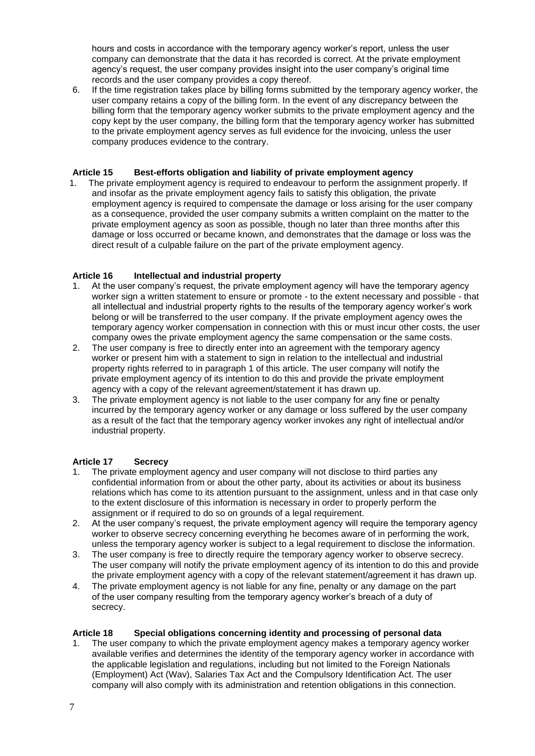hours and costs in accordance with the temporary agency worker's report, unless the user company can demonstrate that the data it has recorded is correct. At the private employment agency's request, the user company provides insight into the user company's original time records and the user company provides a copy thereof.

6. If the time registration takes place by billing forms submitted by the temporary agency worker, the user company retains a copy of the billing form. In the event of any discrepancy between the billing form that the temporary agency worker submits to the private employment agency and the copy kept by the user company, the billing form that the temporary agency worker has submitted to the private employment agency serves as full evidence for the invoicing, unless the user company produces evidence to the contrary.

### Article 15 Best-efforts obligation and liability of private employment agency

1. The private employment agency is required to endeavour to perform the assignment properly. If and insofar as the private employment agency fails to satisfy this obligation, the private employment agency is required to compensate the damage or loss arising for the user company as a consequence, provided the user company submits a written complaint on the matter to the private employment agency as soon as possible, though no later than three months after this damage or loss occurred or became known, and demonstrates that the damage or loss was the direct result of a culpable failure on the part of the private employment agency.

### Article 16 Intellectual and industrial property

1. At the user company's request, the private employment agency will have the temporary agency worker sign a written statement to ensure or promote - to the extent necessary and possible - that all intellectual and industrial property rights to the results of the temporary agency worker's work belong or will be transferred to the user company. If the private employment agency owes the temporary agency worker compensation in connection with this or must incur other costs, the user company owes the private employment agency the same compensation or the same costs.
2. The user company is free to directly enter into an agreement with the temporary agency worker or present him with a statement to sign in relation to the intellectual and industrial property rights referred to in paragraph 1 of this article. The user company will notify the private employment agency of its intention to do this and provide the private employment agency with a copy of the relevant agreement/statement it has drawn up.
3. The private employment agency is not liable to the user company for any fine or penalty incurred by the temporary agency worker or any damage or loss suffered by the user company as a result of the fact that the temporary agency worker invokes any right of intellectual and/or industrial property.

### Article 17 Secrecy

1. The private employment agency and user company will not disclose to third parties any confidential information from or about the other party, about its activities or about its business relations which has come to its attention pursuant to the assignment, unless and in that case only to the extent disclosure of this information is necessary in order to properly perform the assignment or if required to do so on grounds of a legal requirement.
2. At the user company's request, the private employment agency will require the temporary agency worker to observe secrecy concerning everything he becomes aware of in performing the work, unless the temporary agency worker is subject to a legal requirement to disclose the information.
3. The user company is free to directly require the temporary agency worker to observe secrecy. The user company will notify the private employment agency of its intention to do this and provide the private employment agency with a copy of the relevant statement/agreement it has drawn up.
4. The private employment agency is not liable for any fine, penalty or any damage on the part of the user company resulting from the temporary agency worker's breach of a duty of secrecy.

### Article 18 Special obligations concerning identity and processing of personal data

1. The user company to which the private employment agency makes a temporary agency worker available verifies and determines the identity of the temporary agency worker in accordance with the applicable legislation and regulations, including but not limited to the Foreign Nationals (Employment) Act (Wav), Salaries Tax Act and the Compulsory Identification Act. The user company will also comply with its administration and retention obligations in this connection.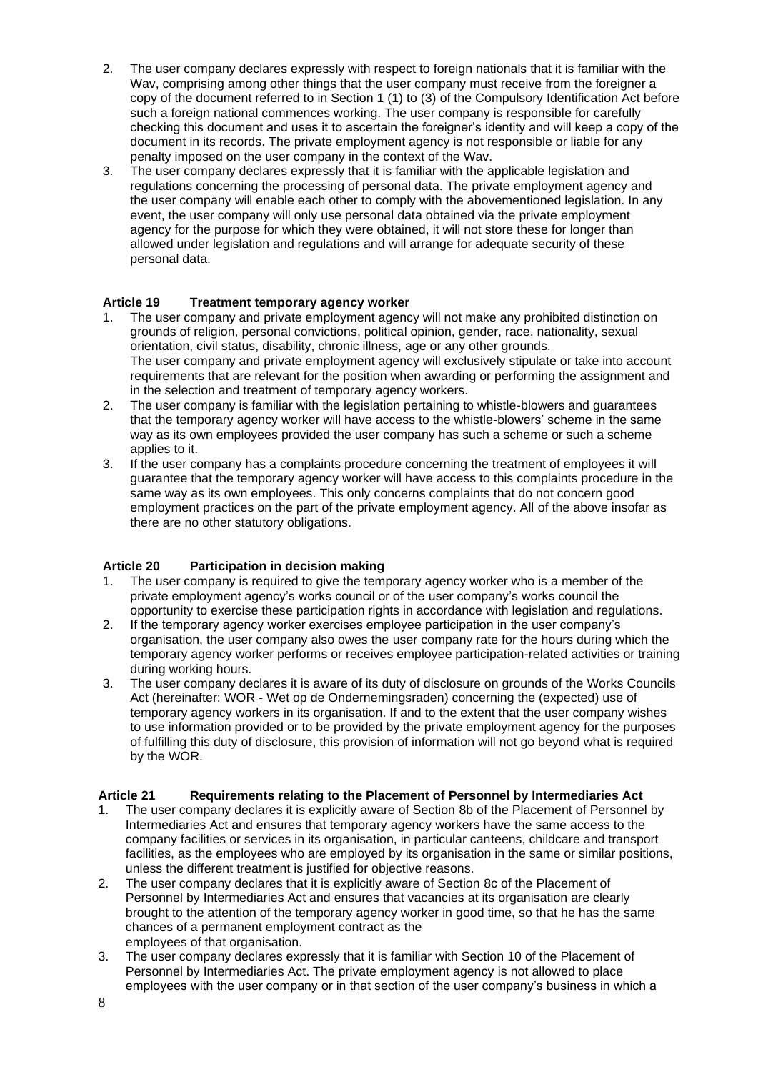2. The user company declares expressly with respect to foreign nationals that it is familiar with the Wav, comprising among other things that the user company must receive from the foreigner a copy of the document referred to in Section 1 (1) to (3) of the Compulsory Identification Act before such a foreign national commences working. The user company is responsible for carefully checking this document and uses it to ascertain the foreigner's identity and will keep a copy of the document in its records. The private employment agency is not responsible or liable for any penalty imposed on the user company in the context of the Wav.
3. The user company declares expressly that it is familiar with the applicable legislation and regulations concerning the processing of personal data. The private employment agency and the user company will enable each other to comply with the abovementioned legislation. In any event, the user company will only use personal data obtained via the private employment agency for the purpose for which they were obtained, it will not store these for longer than allowed under legislation and regulations and will arrange for adequate security of these personal data.

### Article 19 Treatment temporary agency worker

1. The user company and private employment agency will not make any prohibited distinction on grounds of religion, personal convictions, political opinion, gender, race, nationality, sexual orientation, civil status, disability, chronic illness, age or any other grounds.
   The user company and private employment agency will exclusively stipulate or take into account requirements that are relevant for the position when awarding or performing the assignment and in the selection and treatment of temporary agency workers.
2. The user company is familiar with the legislation pertaining to whistle-blowers and guarantees that the temporary agency worker will have access to the whistle-blowers' scheme in the same way as its own employees provided the user company has such a scheme or such a scheme applies to it.
3. If the user company has a complaints procedure concerning the treatment of employees it will guarantee that the temporary agency worker will have access to this complaints procedure in the same way as its own employees. This only concerns complaints that do not concern good employment practices on the part of the private employment agency. All of the above insofar as there are no other statutory obligations.

### Article 20 Participation in decision making

1. The user company is required to give the temporary agency worker who is a member of the private employment agency's works council or of the user company's works council the opportunity to exercise these participation rights in accordance with legislation and regulations.
2. If the temporary agency worker exercises employee participation in the user company's organisation, the user company also owes the user company rate for the hours during which the temporary agency worker performs or receives employee participation-related activities or training during working hours.
3. The user company declares it is aware of its duty of disclosure on grounds of the Works Councils Act (hereinafter: WOR - Wet op de Ondernemingsraden) concerning the (expected) use of temporary agency workers in its organisation. If and to the extent that the user company wishes to use information provided or to be provided by the private employment agency for the purposes of fulfilling this duty of disclosure, this provision of information will not go beyond what is required by the WOR.

### Article 21 Requirements relating to the Placement of Personnel by Intermediaries Act

1. The user company declares it is explicitly aware of Section 8b of the Placement of Personnel by Intermediaries Act and ensures that temporary agency workers have the same access to the company facilities or services in its organisation, in particular canteens, childcare and transport facilities, as the employees who are employed by its organisation in the same or similar positions, unless the different treatment is justified for objective reasons.
2. The user company declares that it is explicitly aware of Section 8c of the Placement of Personnel by Intermediaries Act and ensures that vacancies at its organisation are clearly brought to the attention of the temporary agency worker in good time, so that he has the same chances of a permanent employment contract as the employees of that organisation.
3. The user company declares expressly that it is familiar with Section 10 of the Placement of Personnel by Intermediaries Act. The private employment agency is not allowed to place employees with the user company or in that section of the user company's business in which a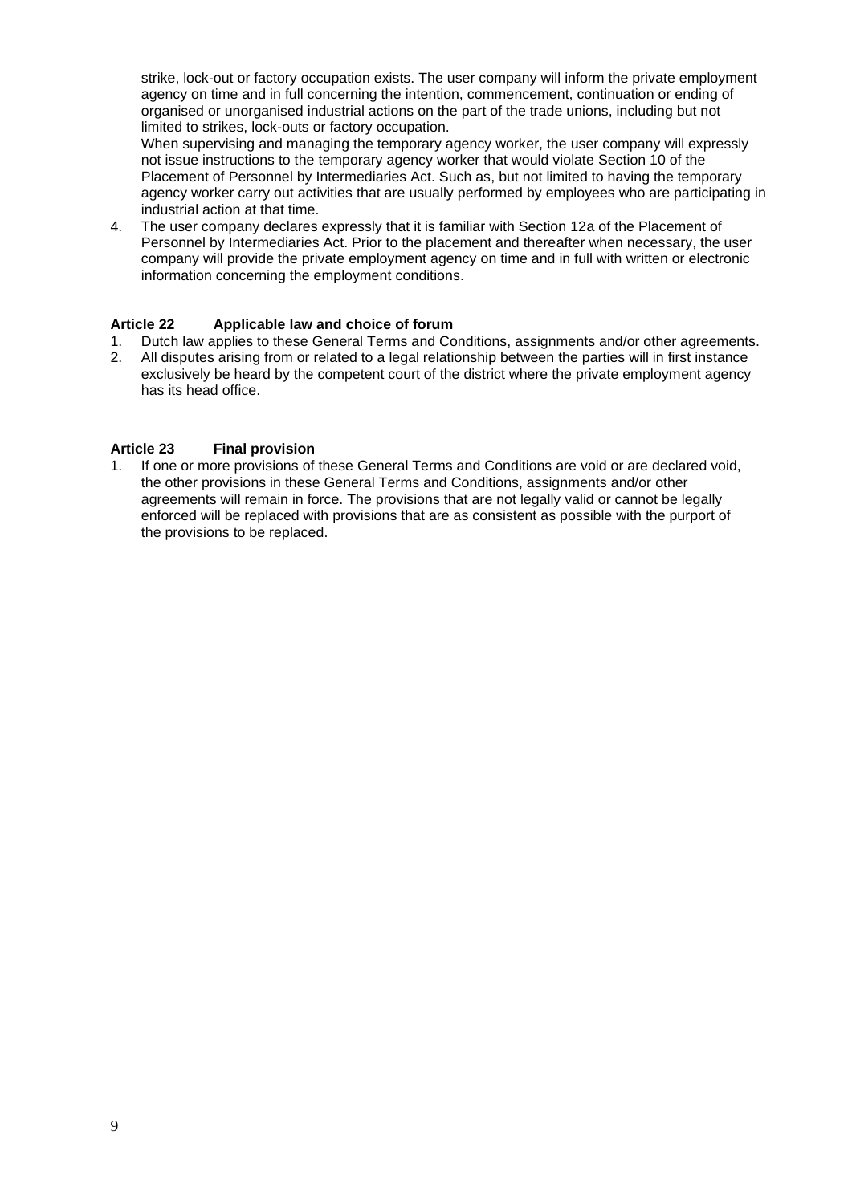strike, lock-out or factory occupation exists. The user company will inform the private employment agency on time and in full concerning the intention, commencement, continuation or ending of organised or unorganised industrial actions on the part of the trade unions, including but not limited to strikes, lock-outs or factory occupation.
When supervising and managing the temporary agency worker, the user company will expressly not issue instructions to the temporary agency worker that would violate Section 10 of the Placement of Personnel by Intermediaries Act. Such as, but not limited to having the temporary agency worker carry out activities that are usually performed by employees who are participating in industrial action at that time.

4. The user company declares expressly that it is familiar with Section 12a of the Placement of Personnel by Intermediaries Act. Prior to the placement and thereafter when necessary, the user company will provide the private employment agency on time and in full with written or electronic information concerning the employment conditions.

**Article 22 Applicable law and choice of forum**

1. Dutch law applies to these General Terms and Conditions, assignments and/or other agreements.
2. All disputes arising from or related to a legal relationship between the parties will in first instance exclusively be heard by the competent court of the district where the private employment agency has its head office.

**Article 23 Final provision**

1. If one or more provisions of these General Terms and Conditions are void or are declared void, the other provisions in these General Terms and Conditions, assignments and/or other agreements will remain in force. The provisions that are not legally valid or cannot be legally enforced will be replaced with provisions that are as consistent as possible with the purport of the provisions to be replaced.